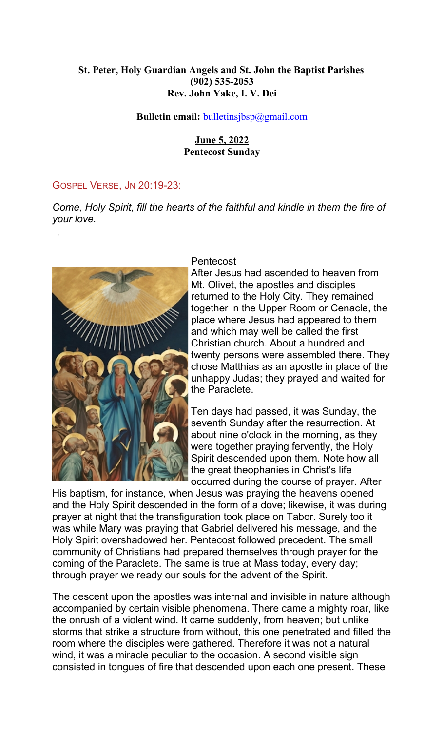**St. Peter, Holy Guardian Angels and St. John the Baptist Parishes**
**(902) 535-2053**
**Rev. John Yake, I. V. Dei**

**Bulletin email:** bulletinsjbsp@gmail.com

**June 5, 2022**
**Pentecost Sunday**

GOSPEL VERSE, JN 20:19-23:

*Come, Holy Spirit, fill the hearts of the faithful and kindle in them the fire of your love.*

Pentecost

After Jesus had ascended to heaven from Mt. Olivet, the apostles and disciples returned to the Holy City. They remained together in the Upper Room or Cenacle, the place where Jesus had appeared to them and which may well be called the first Christian church. About a hundred and twenty persons were assembled there. They chose Matthias as an apostle in place of the unhappy Judas; they prayed and waited for the Paraclete.

Ten days had passed, it was Sunday, the seventh Sunday after the resurrection. At about nine o'clock in the morning, as they were together praying fervently, the Holy Spirit descended upon them. Note how all the great theophanies in Christ's life occurred during the course of prayer. After His baptism, for instance, when Jesus was praying the heavens opened and the Holy Spirit descended in the form of a dove; likewise, it was during prayer at night that the transfiguration took place on Tabor. Surely too it was while Mary was praying that Gabriel delivered his message, and the Holy Spirit overshadowed her. Pentecost followed precedent. The small community of Christians had prepared themselves through prayer for the coming of the Paraclete. The same is true at Mass today, every day; through prayer we ready our souls for the advent of the Spirit.

The descent upon the apostles was internal and invisible in nature although accompanied by certain visible phenomena. There came a mighty roar, like the onrush of a violent wind. It came suddenly, from heaven; but unlike storms that strike a structure from without, this one penetrated and filled the room where the disciples were gathered. Therefore it was not a natural wind, it was a miracle peculiar to the occasion. A second visible sign consisted in tongues of fire that descended upon each one present. These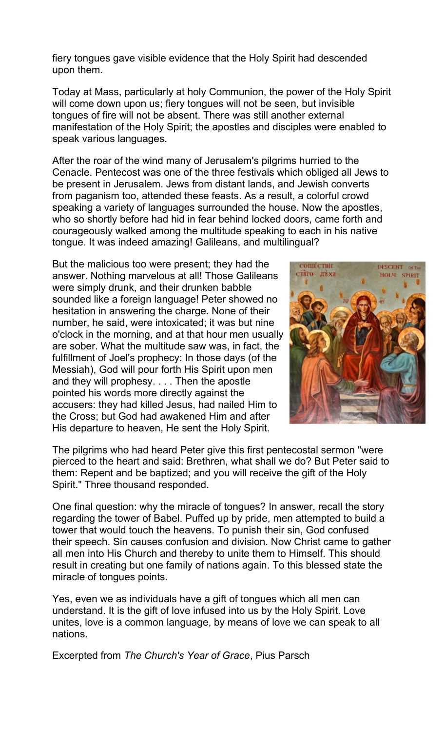fiery tongues gave visible evidence that the Holy Spirit had descended upon them.

Today at Mass, particularly at holy Communion, the power of the Holy Spirit will come down upon us; fiery tongues will not be seen, but invisible tongues of fire will not be absent. There was still another external manifestation of the Holy Spirit; the apostles and disciples were enabled to speak various languages.

After the roar of the wind many of Jerusalem's pilgrims hurried to the Cenacle. Pentecost was one of the three festivals which obliged all Jews to be present in Jerusalem. Jews from distant lands, and Jewish converts from paganism too, attended these feasts. As a result, a colorful crowd speaking a variety of languages surrounded the house. Now the apostles, who so shortly before had hid in fear behind locked doors, came forth and courageously walked among the multitude speaking to each in his native tongue. It was indeed amazing! Galileans, and multilingual?

But the malicious too were present; they had the answer. Nothing marvelous at all! Those Galileans were simply drunk, and their drunken babble sounded like a foreign language! Peter showed no hesitation in answering the charge. None of their number, he said, were intoxicated; it was but nine o'clock in the morning, and at that hour men usually are sober. What the multitude saw was, in fact, the fulfillment of Joel's prophecy: In those days (of the Messiah), God will pour forth His Spirit upon men and they will prophesy. . . . Then the apostle pointed his words more directly against the accusers: they had killed Jesus, had nailed Him to the Cross; but God had awakened Him and after His departure to heaven, He sent the Holy Spirit.

The pilgrims who had heard Peter give this first pentecostal sermon "were pierced to the heart and said: Brethren, what shall we do? But Peter said to them: Repent and be baptized; and you will receive the gift of the Holy Spirit." Three thousand responded.

One final question: why the miracle of tongues? In answer, recall the story regarding the tower of Babel. Puffed up by pride, men attempted to build a tower that would touch the heavens. To punish their sin, God confused their speech. Sin causes confusion and division. Now Christ came to gather all men into His Church and thereby to unite them to Himself. This should result in creating but one family of nations again. To this blessed state the miracle of tongues points.

Yes, even we as individuals have a gift of tongues which all men can understand. It is the gift of love infused into us by the Holy Spirit. Love unites, love is a common language, by means of love we can speak to all nations.

Excerpted from *The Church's Year of Grace*, Pius Parsch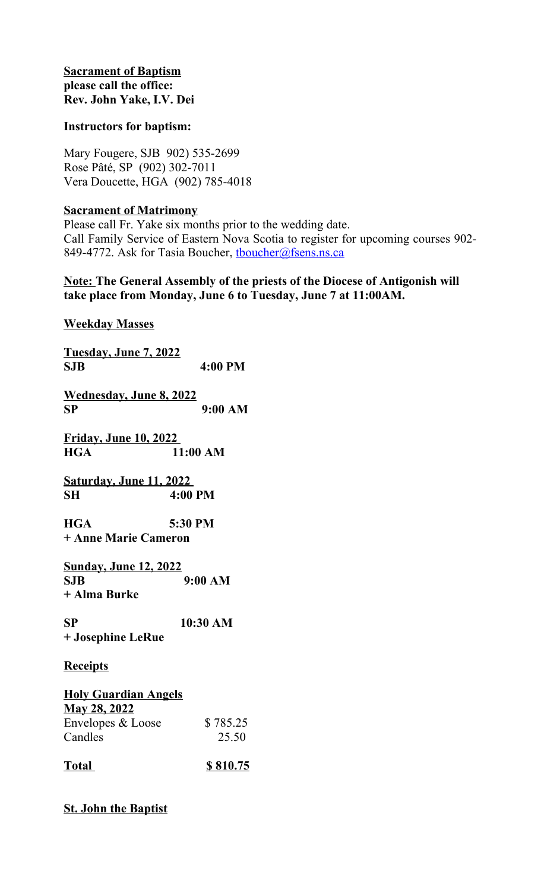**Sacrament of Baptism**
**please call the office:**
**Rev. John Yake, I.V. Dei**

**Instructors for baptism:**

Mary Fougere, SJB 902) 535-2699
Rose Pâté, SP (902) 302-7011
Vera Doucette, HGA (902) 785-4018

**Sacrament of Matrimony**
Please call Fr. Yake six months prior to the wedding date.
Call Family Service of Eastern Nova Scotia to register for upcoming courses 902-849-4772. Ask for Tasia Boucher, tboucher@fsens.ns.ca

**Note: The General Assembly of the priests of the Diocese of Antigonish will take place from Monday, June 6 to Tuesday, June 7 at 11:00AM.**

**Weekday Masses**

**Tuesday, June 7, 2022**
**SJB 4:00 PM**

**Wednesday, June 8, 2022**
**SP 9:00 AM**

**Friday, June 10, 2022**
**HGA 11:00 AM**

**Saturday, June 11, 2022**
**SH 4:00 PM**

**HGA 5:30 PM**
**+ Anne Marie Cameron**

**Sunday, June 12, 2022**
**SJB 9:00 AM**
**+ Alma Burke**

**SP 10:30 AM**
**+ Josephine LeRue**

**Receipts**

**Holy Guardian Angels**
**May 28, 2022**

| | |
|---|---|
| Envelopes & Loose | $ 785.25 |
| Candles | 25.50 |
| **Total** | **$ 810.75** |

**St. John the Baptist**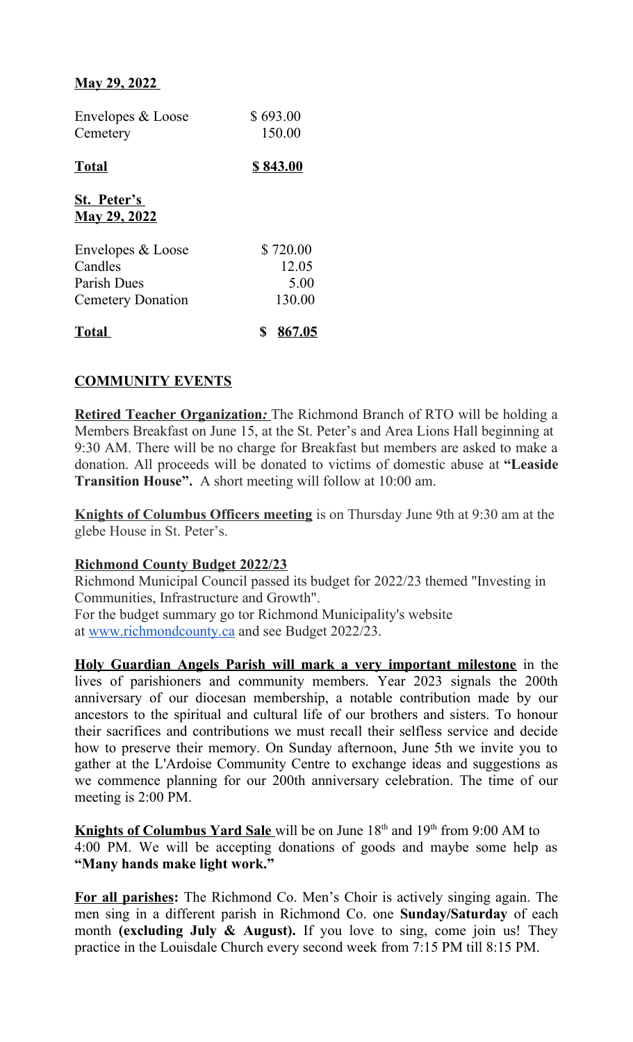**May 29, 2022**

| | |
|---|---|
| Envelopes & Loose | $ 693.00 |
| Cemetery | 150.00 |
| **Total** | **$ 843.00** |

**St. Peter's**
**May 29, 2022**

| | |
|---|---|
| Envelopes & Loose | $ 720.00 |
| Candles | 12.05 |
| Parish Dues | 5.00 |
| Cemetery Donation | 130.00 |
| **Total** | **$ 867.05** |

## COMMUNITY EVENTS

**Retired Teacher Organization*:*** The Richmond Branch of RTO will be holding a Members Breakfast on June 15, at the St. Peter's and Area Lions Hall beginning at 9:30 AM. There will be no charge for Breakfast but members are asked to make a donation. All proceeds will be donated to victims of domestic abuse at **"Leaside Transition House".** A short meeting will follow at 10:00 am.

**Knights of Columbus Officers meeting** is on Thursday June 9th at 9:30 am at the glebe House in St. Peter's.

**Richmond County Budget 2022/23**
Richmond Municipal Council passed its budget for 2022/23 themed "Investing in Communities, Infrastructure and Growth".
For the budget summary go tor Richmond Municipality's website at www.richmondcounty.ca and see Budget 2022/23.

**Holy Guardian Angels Parish will mark a very important milestone** in the lives of parishioners and community members. Year 2023 signals the 200th anniversary of our diocesan membership, a notable contribution made by our ancestors to the spiritual and cultural life of our brothers and sisters. To honour their sacrifices and contributions we must recall their selfless service and decide how to preserve their memory. On Sunday afternoon, June 5th we invite you to gather at the L'Ardoise Community Centre to exchange ideas and suggestions as we commence planning for our 200th anniversary celebration. The time of our meeting is 2:00 PM.

**Knights of Columbus Yard Sale** will be on June 18th and 19th from 9:00 AM to 4:00 PM. We will be accepting donations of goods and maybe some help as **"Many hands make light work."**

**For all parishes:** The Richmond Co. Men's Choir is actively singing again. The men sing in a different parish in Richmond Co. one **Sunday/Saturday** of each month **(excluding July & August).** If you love to sing, come join us! They practice in the Louisdale Church every second week from 7:15 PM till 8:15 PM.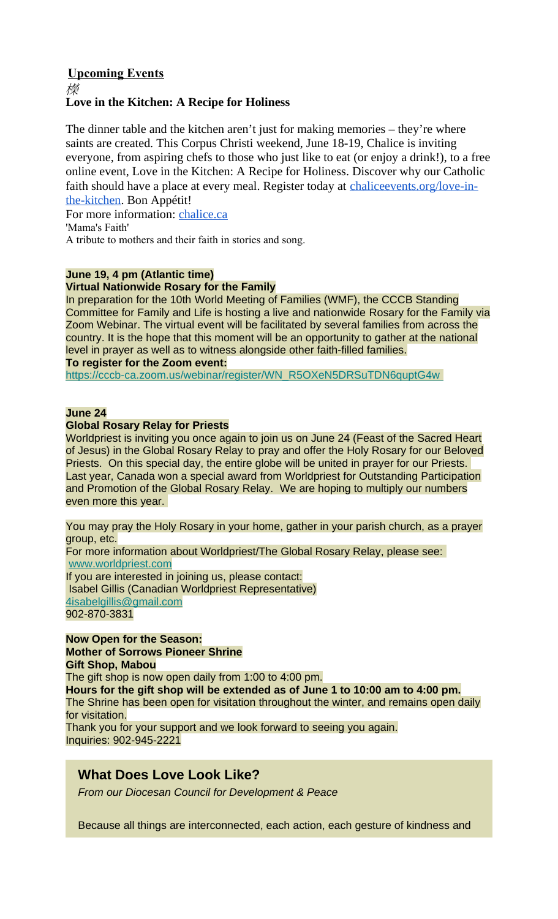## Upcoming Events

欅

**Love in the Kitchen: A Recipe for Holiness**

The dinner table and the kitchen aren't just for making memories – they're where saints are created. This Corpus Christi weekend, June 18-19, Chalice is inviting everyone, from aspiring chefs to those who just like to eat (or enjoy a drink!), to a free online event, Love in the Kitchen: A Recipe for Holiness. Discover why our Catholic faith should have a place at every meal. Register today at [chaliceevents.org/love-in-the-kitchen](chaliceevents.org/love-in-the-kitchen). Bon Appétit!

For more information: [chalice.ca](chalice.ca)

'Mama's Faith'

A tribute to mothers and their faith in stories and song.

**June 19, 4 pm (Atlantic time)**
**Virtual Nationwide Rosary for the Family**

In preparation for the 10th World Meeting of Families (WMF), the CCCB Standing Committee for Family and Life is hosting a live and nationwide Rosary for the Family via Zoom Webinar. The virtual event will be facilitated by several families from across the country. It is the hope that this moment will be an opportunity to gather at the national level in prayer as well as to witness alongside other faith-filled families.

**To register for the Zoom event:**
[https://cccb-ca.zoom.us/webinar/register/WN_R5OXeN5DRSuTDN6quptG4w](https://cccb-ca.zoom.us/webinar/register/WN_R5OXeN5DRSuTDN6quptG4w)

**June 24**
**Global Rosary Relay for Priests**

Worldpriest is inviting you once again to join us on June 24 (Feast of the Sacred Heart of Jesus) in the Global Rosary Relay to pray and offer the Holy Rosary for our Beloved Priests. On this special day, the entire globe will be united in prayer for our Priests. Last year, Canada won a special award from Worldpriest for Outstanding Participation and Promotion of the Global Rosary Relay. We are hoping to multiply our numbers even more this year.

You may pray the Holy Rosary in your home, gather in your parish church, as a prayer group, etc.

For more information about Worldpriest/The Global Rosary Relay, please see:
[www.worldpriest.com](www.worldpriest.com)

If you are interested in joining us, please contact:
Isabel Gillis (Canadian Worldpriest Representative)
[4isabelgillis@gmail.com](mailto:4isabelgillis@gmail.com)
902-870-3831

**Now Open for the Season:**
**Mother of Sorrows Pioneer Shrine**
**Gift Shop, Mabou**

The gift shop is now open daily from 1:00 to 4:00 pm.

**Hours for the gift shop will be extended as of June 1 to 10:00 am to 4:00 pm.**

The Shrine has been open for visitation throughout the winter, and remains open daily for visitation.

Thank you for your support and we look forward to seeing you again.

Inquiries: 902-945-2221

## What Does Love Look Like?

*From our Diocesan Council for Development & Peace*

Because all things are interconnected, each action, each gesture of kindness and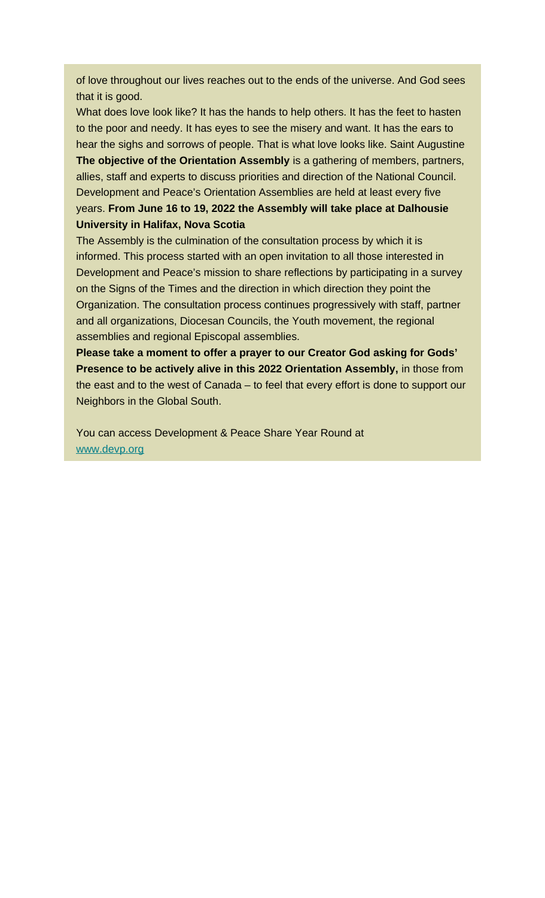of love throughout our lives reaches out to the ends of the universe. And God sees that it is good.

What does love look like? It has the hands to help others. It has the feet to hasten to the poor and needy. It has eyes to see the misery and want. It has the ears to hear the sighs and sorrows of people. That is what love looks like. Saint Augustine

**The objective of the Orientation Assembly** is a gathering of members, partners, allies, staff and experts to discuss priorities and direction of the National Council. Development and Peace's Orientation Assemblies are held at least every five years. **From June 16 to 19, 2022 the Assembly will take place at Dalhousie University in Halifax, Nova Scotia**

The Assembly is the culmination of the consultation process by which it is informed. This process started with an open invitation to all those interested in Development and Peace's mission to share reflections by participating in a survey on the Signs of the Times and the direction in which direction they point the Organization. The consultation process continues progressively with staff, partner and all organizations, Diocesan Councils, the Youth movement, the regional assemblies and regional Episcopal assemblies.

**Please take a moment to offer a prayer to our Creator God asking for Gods' Presence to be actively alive in this 2022 Orientation Assembly,** in those from the east and to the west of Canada – to feel that every effort is done to support our Neighbors in the Global South.

You can access Development & Peace Share Year Round at [www.devp.org](http://www.devp.org)